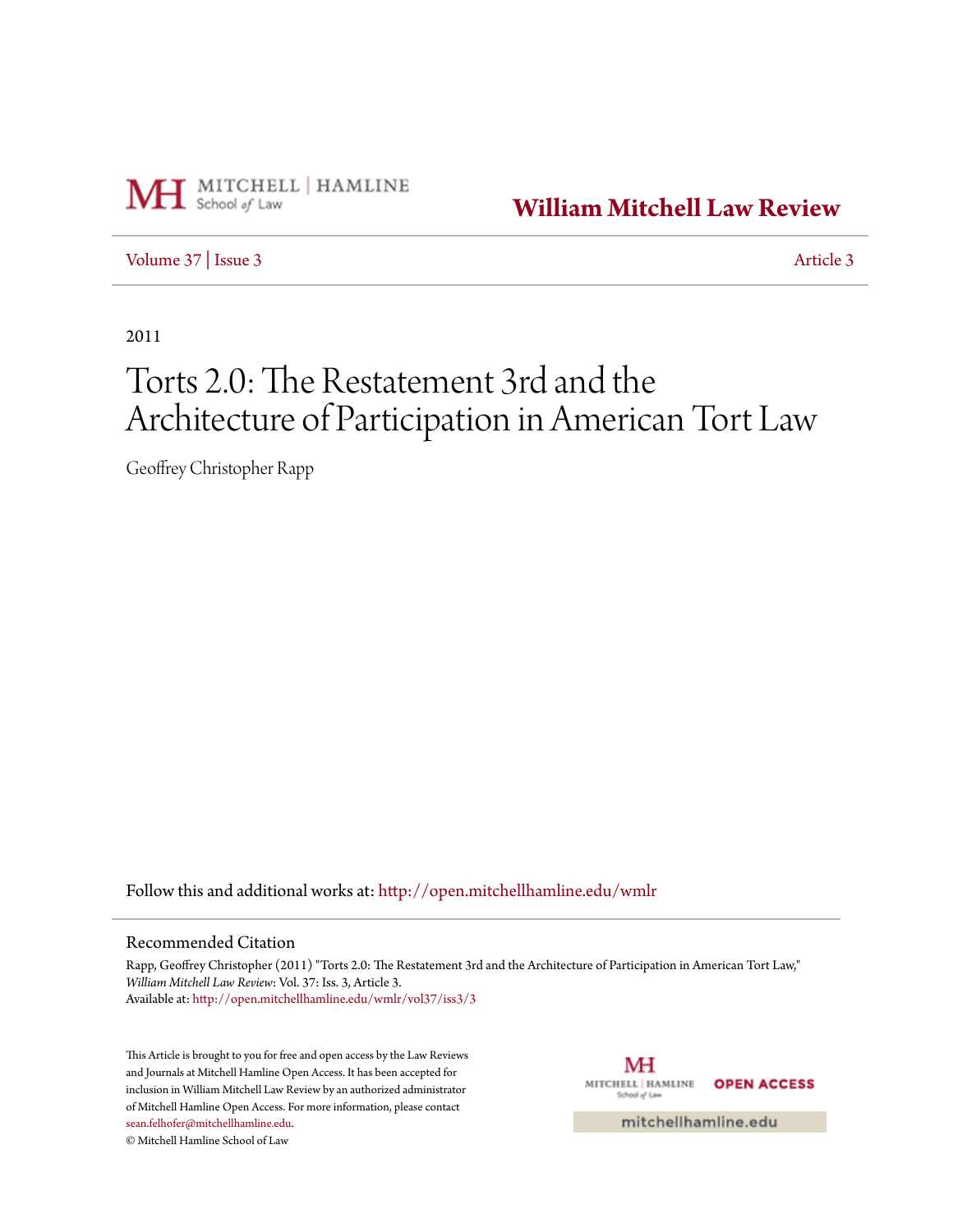William Mitchell Law Review

Volume 37 | Issue 3 Article 3

2011

# Torts 2.0: The Restatement 3rd and the Architecture of Participation in American Tort Law

Geoffrey Christopher Rapp

Follow this and additional works at: http://open.mitchellhamline.edu/wmlr

## Recommended Citation

Rapp, Geoffrey Christopher (2011) "Torts 2.0: The Restatement 3rd and the Architecture of Participation in American Tort Law," *William Mitchell Law Review*: Vol. 37: Iss. 3, Article 3.
Available at: http://open.mitchellhamline.edu/wmlr/vol37/iss3/3

This Article is brought to you for free and open access by the Law Reviews and Journals at Mitchell Hamline Open Access. It has been accepted for inclusion in William Mitchell Law Review by an authorized administrator of Mitchell Hamline Open Access. For more information, please contact sean.felhofer@mitchellhamline.edu.
© Mitchell Hamline School of Law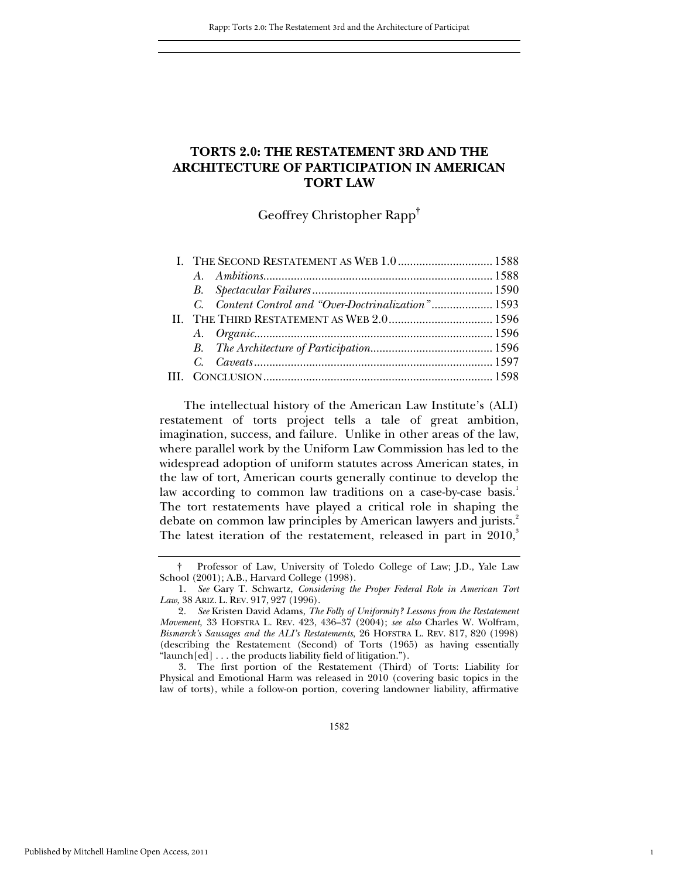# TORTS 2.0: THE RESTATEMENT 3RD AND THE ARCHITECTURE OF PARTICIPATION IN AMERICAN TORT LAW

Geoffrey Christopher Rapp[†]

I. THE SECOND RESTATEMENT AS WEB 1.0 .............................. 1588
  A. *Ambitions*.......................................................................... 1588
  B. *Spectacular Failures*........................................................... 1590
  C. *Content Control and "Over-Doctrinalization"*.................... 1593
II. THE THIRD RESTATEMENT AS WEB 2.0.................................. 1596
  A. *Organic*............................................................................. 1596
  B. *The Architecture of Participation*........................................ 1596
  C. *Caveats*............................................................................. 1597
III. CONCLUSION.......................................................................... 1598

The intellectual history of the American Law Institute's (ALI) restatement of torts project tells a tale of great ambition, imagination, success, and failure. Unlike in other areas of the law, where parallel work by the Uniform Law Commission has led to the widespread adoption of uniform statutes across American states, in the law of tort, American courts generally continue to develop the law according to common law traditions on a case-by-case basis.[1] The tort restatements have played a critical role in shaping the debate on common law principles by American lawyers and jurists.[2] The latest iteration of the restatement, released in part in 2010,[3]

---

† Professor of Law, University of Toledo College of Law; J.D., Yale Law School (2001); A.B., Harvard College (1998).

1. *See* Gary T. Schwartz, *Considering the Proper Federal Role in American Tort Law*, 38 ARIZ. L. REV. 917, 927 (1996).

2. *See* Kristen David Adams, *The Folly of Uniformity? Lessons from the Restatement Movement*, 33 HOFSTRA L. REV. 423, 436–37 (2004); *see also* Charles W. Wolfram, *Bismarck's Sausages and the ALI's Restatements*, 26 HOFSTRA L. REV. 817, 820 (1998) (describing the Restatement (Second) of Torts (1965) as having essentially "launch[ed] . . . the products liability field of litigation.").

3. The first portion of the Restatement (Third) of Torts: Liability for Physical and Emotional Harm was released in 2010 (covering basic topics in the law of torts), while a follow-on portion, covering landowner liability, affirmative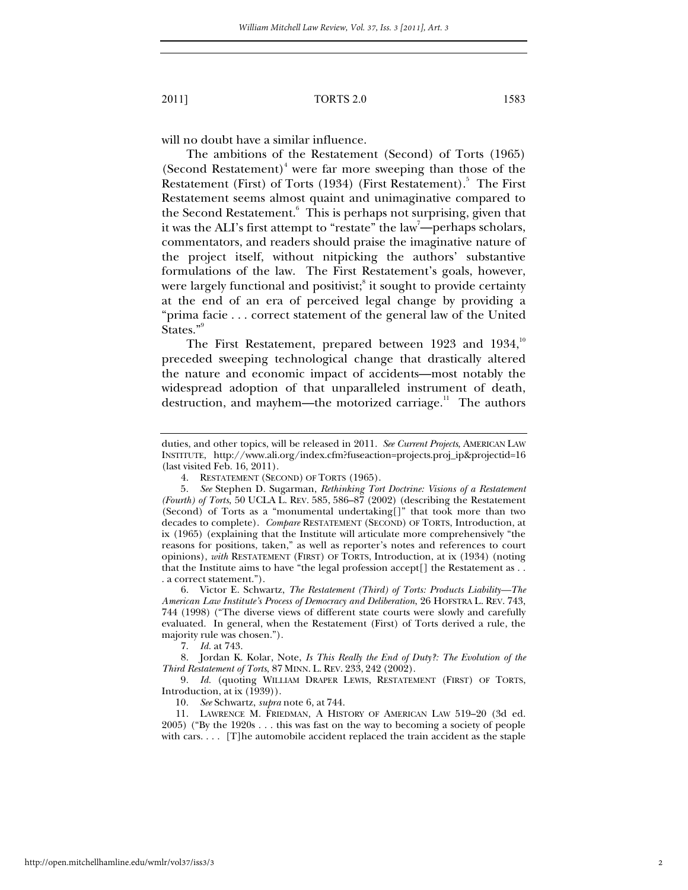will no doubt have a similar influence.

The ambitions of the Restatement (Second) of Torts (1965) (Second Restatement)[4] were far more sweeping than those of the Restatement (First) of Torts (1934) (First Restatement).[5] The First Restatement seems almost quaint and unimaginative compared to the Second Restatement.[6] This is perhaps not surprising, given that it was the ALI's first attempt to "restate" the law[7]—perhaps scholars, commentators, and readers should praise the imaginative nature of the project itself, without nitpicking the authors' substantive formulations of the law. The First Restatement's goals, however, were largely functional and positivist;[8] it sought to provide certainty at the end of an era of perceived legal change by providing a "prima facie . . . correct statement of the general law of the United States."[9]

The First Restatement, prepared between 1923 and 1934,[10] preceded sweeping technological change that drastically altered the nature and economic impact of accidents—most notably the widespread adoption of that unparalleled instrument of death, destruction, and mayhem—the motorized carriage.[11] The authors

---

duties, and other topics, will be released in 2011. *See Current Projects*, AMERICAN LAW INSTITUTE, http://www.ali.org/index.cfm?fuseaction=projects.proj_ip&projectid=16 (last visited Feb. 16, 2011).

4. RESTATEMENT (SECOND) OF TORTS (1965).

5. *See* Stephen D. Sugarman, *Rethinking Tort Doctrine: Visions of a Restatement (Fourth) of Torts*, 50 UCLA L. REV. 585, 586–87 (2002) (describing the Restatement (Second) of Torts as a "monumental undertaking[]" that took more than two decades to complete). *Compare* RESTATEMENT (SECOND) OF TORTS, Introduction, at ix (1965) (explaining that the Institute will articulate more comprehensively "the reasons for positions, taken," as well as reporter's notes and references to court opinions), *with* RESTATEMENT (FIRST) OF TORTS, Introduction, at ix (1934) (noting that the Institute aims to have "the legal profession accept[] the Restatement as . . . a correct statement.").

6. Victor E. Schwartz, *The Restatement (Third) of Torts: Products Liability—The American Law Institute's Process of Democracy and Deliberation*, 26 HOFSTRA L. REV. 743, 744 (1998) ("The diverse views of different state courts were slowly and carefully evaluated. In general, when the Restatement (First) of Torts derived a rule, the majority rule was chosen.").

7. *Id.* at 743.

8. Jordan K. Kolar, Note, *Is This Really the End of Duty?: The Evolution of the Third Restatement of Torts*, 87 MINN. L. REV. 233, 242 (2002).

9. *Id.* (quoting WILLIAM DRAPER LEWIS, RESTATEMENT (FIRST) OF TORTS, Introduction, at ix (1939)).

10. *See* Schwartz, *supra* note 6, at 744.

11. LAWRENCE M. FRIEDMAN, A HISTORY OF AMERICAN LAW 519–20 (3d ed. 2005) ("By the 1920s . . . this was fast on the way to becoming a society of people with cars. . . . [T]he automobile accident replaced the train accident as the staple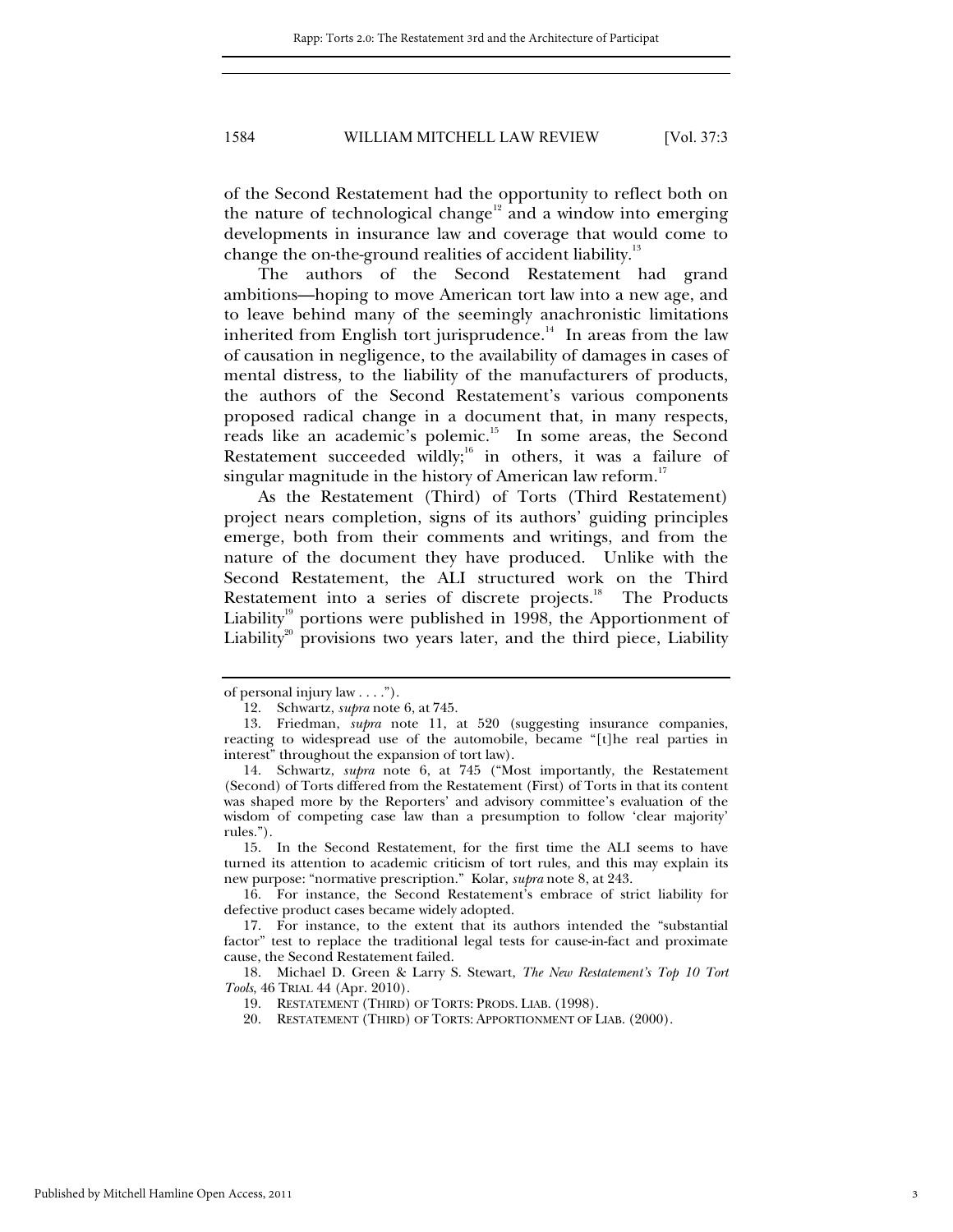of the Second Restatement had the opportunity to reflect both on the nature of technological change[12] and a window into emerging developments in insurance law and coverage that would come to change the on-the-ground realities of accident liability.[13]

The authors of the Second Restatement had grand ambitions—hoping to move American tort law into a new age, and to leave behind many of the seemingly anachronistic limitations inherited from English tort jurisprudence.[14] In areas from the law of causation in negligence, to the availability of damages in cases of mental distress, to the liability of the manufacturers of products, the authors of the Second Restatement's various components proposed radical change in a document that, in many respects, reads like an academic's polemic.[15] In some areas, the Second Restatement succeeded wildly;[16] in others, it was a failure of singular magnitude in the history of American law reform.[17]

As the Restatement (Third) of Torts (Third Restatement) project nears completion, signs of its authors' guiding principles emerge, both from their comments and writings, and from the nature of the document they have produced. Unlike with the Second Restatement, the ALI structured work on the Third Restatement into a series of discrete projects.[18] The Products Liability[19] portions were published in 1998, the Apportionment of Liability[20] provisions two years later, and the third piece, Liability

---

of personal injury law . . . .").

12. Schwartz, *supra* note 6, at 745.

13. Friedman, *supra* note 11, at 520 (suggesting insurance companies, reacting to widespread use of the automobile, became "[t]he real parties in interest" throughout the expansion of tort law).

14. Schwartz, *supra* note 6, at 745 ("Most importantly, the Restatement (Second) of Torts differed from the Restatement (First) of Torts in that its content was shaped more by the Reporters' and advisory committee's evaluation of the wisdom of competing case law than a presumption to follow 'clear majority' rules.").

15. In the Second Restatement, for the first time the ALI seems to have turned its attention to academic criticism of tort rules, and this may explain its new purpose: "normative prescription." Kolar, *supra* note 8, at 243.

16. For instance, the Second Restatement's embrace of strict liability for defective product cases became widely adopted.

17. For instance, to the extent that its authors intended the "substantial factor" test to replace the traditional legal tests for cause-in-fact and proximate cause, the Second Restatement failed.

18. Michael D. Green & Larry S. Stewart, *The New Restatement's Top 10 Tort Tools*, 46 TRIAL 44 (Apr. 2010).

19. RESTATEMENT (THIRD) OF TORTS: PRODS. LIAB. (1998).

20. RESTATEMENT (THIRD) OF TORTS: APPORTIONMENT OF LIAB. (2000).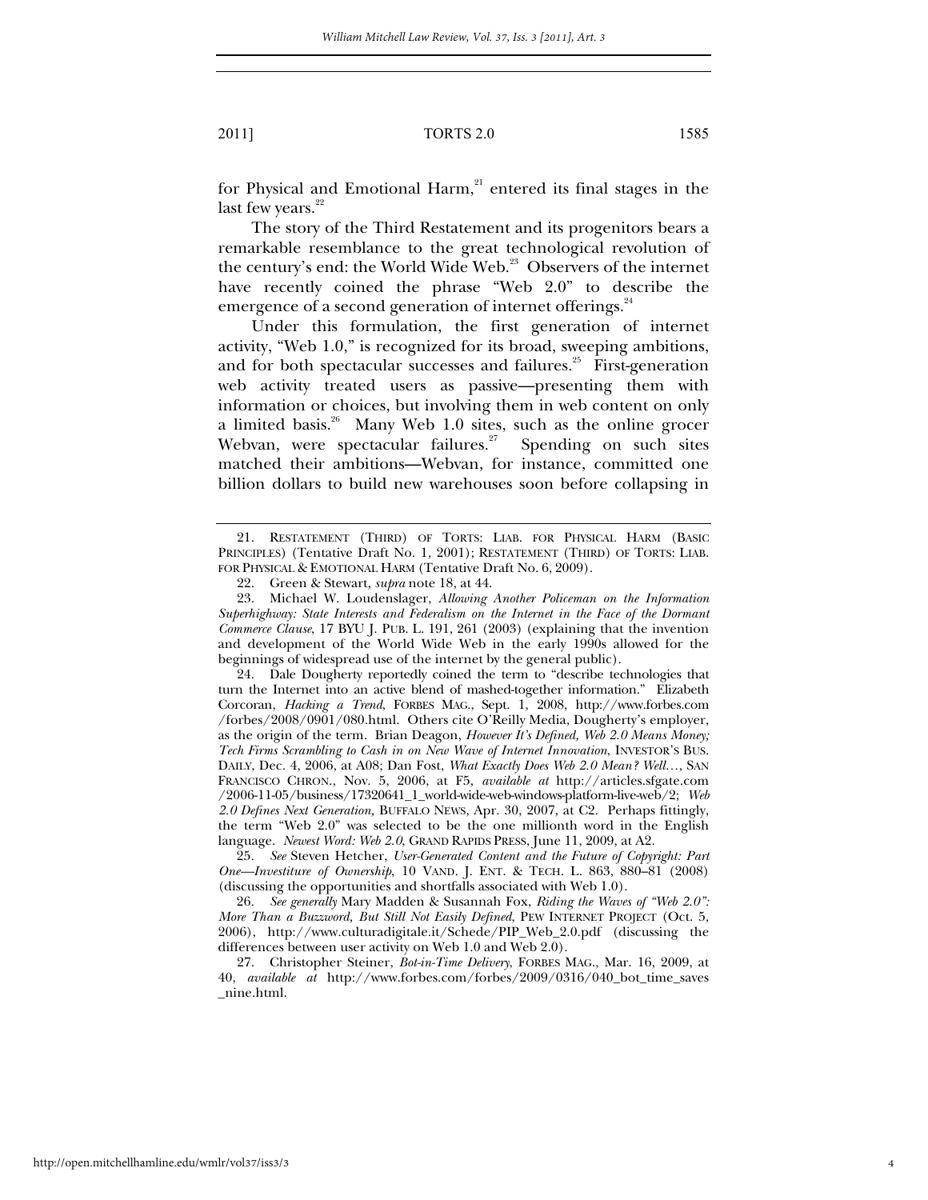for Physical and Emotional Harm,[21] entered its final stages in the last few years.[22]

The story of the Third Restatement and its progenitors bears a remarkable resemblance to the great technological revolution of the century's end: the World Wide Web.[23] Observers of the internet have recently coined the phrase "Web 2.0" to describe the emergence of a second generation of internet offerings.[24]

Under this formulation, the first generation of internet activity, "Web 1.0," is recognized for its broad, sweeping ambitions, and for both spectacular successes and failures.[25] First-generation web activity treated users as passive—presenting them with information or choices, but involving them in web content on only a limited basis.[26] Many Web 1.0 sites, such as the online grocer Webvan, were spectacular failures.[27] Spending on such sites matched their ambitions—Webvan, for instance, committed one billion dollars to build new warehouses soon before collapsing in

---

21. RESTATEMENT (THIRD) OF TORTS: LIAB. FOR PHYSICAL HARM (BASIC PRINCIPLES) (Tentative Draft No. 1, 2001); RESTATEMENT (THIRD) OF TORTS: LIAB. FOR PHYSICAL & EMOTIONAL HARM (Tentative Draft No. 6, 2009).

22. Green & Stewart, *supra* note 18, at 44.

23. Michael W. Loudenslager, *Allowing Another Policeman on the Information Superhighway: State Interests and Federalism on the Internet in the Face of the Dormant Commerce Clause*, 17 BYU J. PUB. L. 191, 261 (2003) (explaining that the invention and development of the World Wide Web in the early 1990s allowed for the beginnings of widespread use of the internet by the general public).

24. Dale Dougherty reportedly coined the term to "describe technologies that turn the Internet into an active blend of mashed-together information." Elizabeth Corcoran, *Hacking a Trend*, FORBES MAG., Sept. 1, 2008, http://www.forbes.com/forbes/2008/0901/080.html. Others cite O'Reilly Media, Dougherty's employer, as the origin of the term. Brian Deagon, *However It's Defined, Web 2.0 Means Money; Tech Firms Scrambling to Cash in on New Wave of Internet Innovation*, INVESTOR'S BUS. DAILY, Dec. 4, 2006, at A08; Dan Fost, *What Exactly Does Web 2.0 Mean? Well…*, SAN FRANCISCO CHRON., Nov. 5, 2006, at F5, *available at* http://articles.sfgate.com/2006-11-05/business/17320641_1_world-wide-web-windows-platform-live-web/2; *Web 2.0 Defines Next Generation,* BUFFALO NEWS, Apr. 30, 2007, at C2. Perhaps fittingly, the term "Web 2.0" was selected to be the one millionth word in the English language. *Newest Word: Web 2.0,* GRAND RAPIDS PRESS, June 11, 2009, at A2.

25. *See* Steven Hetcher, *User-Generated Content and the Future of Copyright: Part One—Investiture of Ownership*, 10 VAND. J. ENT. & TECH. L. 863, 880–81 (2008) (discussing the opportunities and shortfalls associated with Web 1.0).

26. *See generally* Mary Madden & Susannah Fox, *Riding the Waves of "Web 2.0": More Than a Buzzword, But Still Not Easily Defined*, PEW INTERNET PROJECT (Oct. 5, 2006), http://www.culturadigitale.it/Schede/PIP_Web_2.0.pdf (discussing the differences between user activity on Web 1.0 and Web 2.0).

27. Christopher Steiner, *Bot-in-Time Delivery*, FORBES MAG., Mar. 16, 2009, at 40, *available at* http://www.forbes.com/forbes/2009/0316/040_bot_time_saves_nine.html.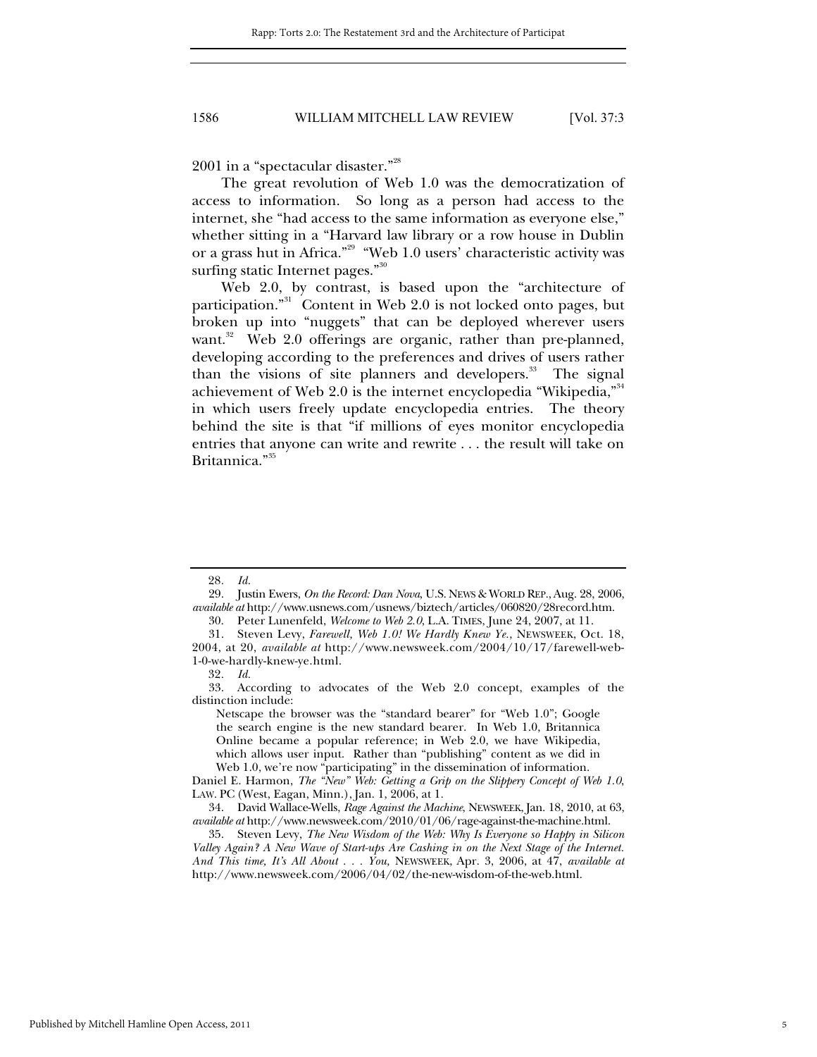2001 in a "spectacular disaster."[28]

The great revolution of Web 1.0 was the democratization of access to information. So long as a person had access to the internet, she "had access to the same information as everyone else," whether sitting in a "Harvard law library or a row house in Dublin or a grass hut in Africa."[29] "Web 1.0 users' characteristic activity was surfing static Internet pages."[30]

Web 2.0, by contrast, is based upon the "architecture of participation."[31] Content in Web 2.0 is not locked onto pages, but broken up into "nuggets" that can be deployed wherever users want.[32] Web 2.0 offerings are organic, rather than pre-planned, developing according to the preferences and drives of users rather than the visions of site planners and developers.[33] The signal achievement of Web 2.0 is the internet encyclopedia "Wikipedia,"[34] in which users freely update encyclopedia entries. The theory behind the site is that "if millions of eyes monitor encyclopedia entries that anyone can write and rewrite . . . the result will take on Britannica."[35]

---

28. *Id.*

29. Justin Ewers, *On the Record: Dan Nova*, U.S. NEWS & WORLD REP., Aug. 28, 2006, *available at* http://www.usnews.com/usnews/biztech/articles/060820/28record.htm.

30. Peter Lunenfeld, *Welcome to Web 2.0*, L.A. TIMES, June 24, 2007, at 11.

31. Steven Levy, *Farewell, Web 1.0! We Hardly Knew Ye.*, NEWSWEEK, Oct. 18, 2004, at 20, *available at* http://www.newsweek.com/2004/10/17/farewell-web-1-0-we-hardly-knew-ye.html.

32. *Id.*

33. According to advocates of the Web 2.0 concept, examples of the distinction include:

> Netscape the browser was the "standard bearer" for "Web 1.0"; Google the search engine is the new standard bearer. In Web 1.0, Britannica Online became a popular reference; in Web 2.0, we have Wikipedia, which allows user input. Rather than "publishing" content as we did in Web 1.0, we're now "participating" in the dissemination of information.

Daniel E. Harmon, *The "New" Web: Getting a Grip on the Slippery Concept of Web 1.0*, LAW. PC (West, Eagan, Minn.), Jan. 1, 2006, at 1.

34. David Wallace-Wells, *Rage Against the Machine*, NEWSWEEK, Jan. 18, 2010, at 63, *available at* http://www.newsweek.com/2010/01/06/rage-against-the-machine.html.

35. Steven Levy, *The New Wisdom of the Web: Why Is Everyone so Happy in Silicon Valley Again? A New Wave of Start-ups Are Cashing in on the Next Stage of the Internet. And This time, It's All About . . . You,* NEWSWEEK, Apr. 3, 2006, at 47, *available at* http://www.newsweek.com/2006/04/02/the-new-wisdom-of-the-web.html.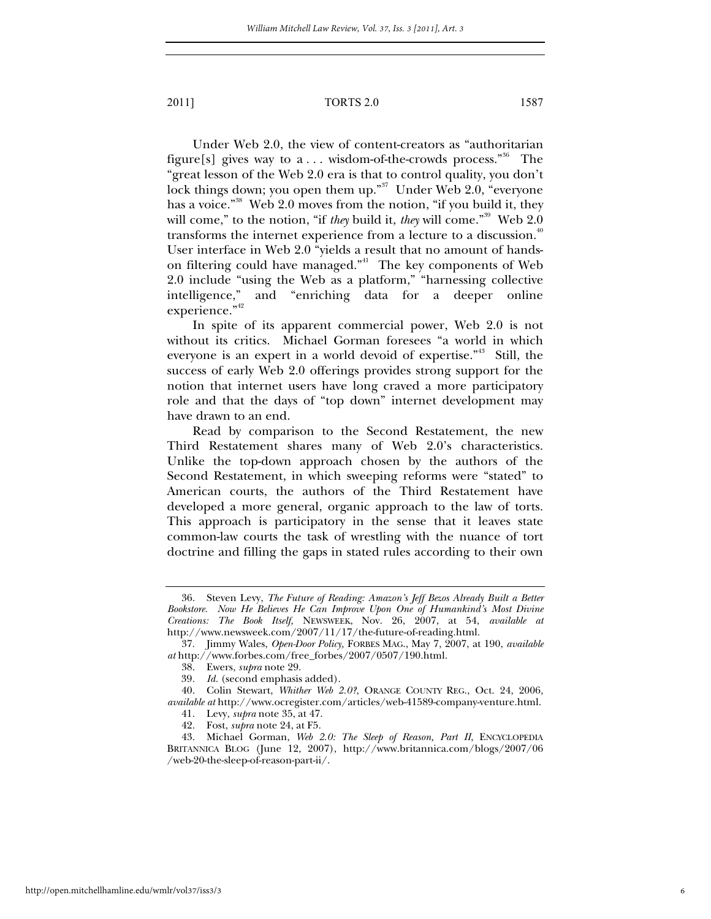Under Web 2.0, the view of content-creators as "authoritarian figure[s] gives way to a . . . wisdom-of-the-crowds process."[36] The "great lesson of the Web 2.0 era is that to control quality, you don't lock things down; you open them up."[37] Under Web 2.0, "everyone has a voice."[38] Web 2.0 moves from the notion, "if you build it, they will come," to the notion, "if *they* build it, *they* will come."[39] Web 2.0 transforms the internet experience from a lecture to a discussion.[40] User interface in Web 2.0 "yields a result that no amount of hands-on filtering could have managed."[41] The key components of Web 2.0 include "using the Web as a platform," "harnessing collective intelligence," and "enriching data for a deeper online experience."[42]

In spite of its apparent commercial power, Web 2.0 is not without its critics. Michael Gorman foresees "a world in which everyone is an expert in a world devoid of expertise."[43] Still, the success of early Web 2.0 offerings provides strong support for the notion that internet users have long craved a more participatory role and that the days of "top down" internet development may have drawn to an end.

Read by comparison to the Second Restatement, the new Third Restatement shares many of Web 2.0's characteristics. Unlike the top-down approach chosen by the authors of the Second Restatement, in which sweeping reforms were "stated" to American courts, the authors of the Third Restatement have developed a more general, organic approach to the law of torts. This approach is participatory in the sense that it leaves state common-law courts the task of wrestling with the nuance of tort doctrine and filling the gaps in stated rules according to their own

---

36. Steven Levy, *The Future of Reading: Amazon's Jeff Bezos Already Built a Better Bookstore. Now He Believes He Can Improve Upon One of Humankind's Most Divine Creations: The Book Itself*, NEWSWEEK, Nov. 26, 2007, at 54, *available at* http://www.newsweek.com/2007/11/17/the-future-of-reading.html.

37. Jimmy Wales, *Open-Door Policy*, FORBES MAG., May 7, 2007, at 190, *available at* http://www.forbes.com/free_forbes/2007/0507/190.html.

38. Ewers, *supra* note 29.

39. *Id.* (second emphasis added).

40. Colin Stewart, *Whither Web 2.0?*, ORANGE COUNTY REG., Oct. 24, 2006, *available at* http://www.ocregister.com/articles/web-41589-company-venture.html.

41. Levy, *supra* note 35, at 47.

42. Fost, *supra* note 24, at F5.

43. Michael Gorman, *Web 2.0: The Sleep of Reason, Part II*, ENCYCLOPEDIA BRITANNICA BLOG (June 12, 2007), http://www.britannica.com/blogs/2007/06/web-20-the-sleep-of-reason-part-ii/.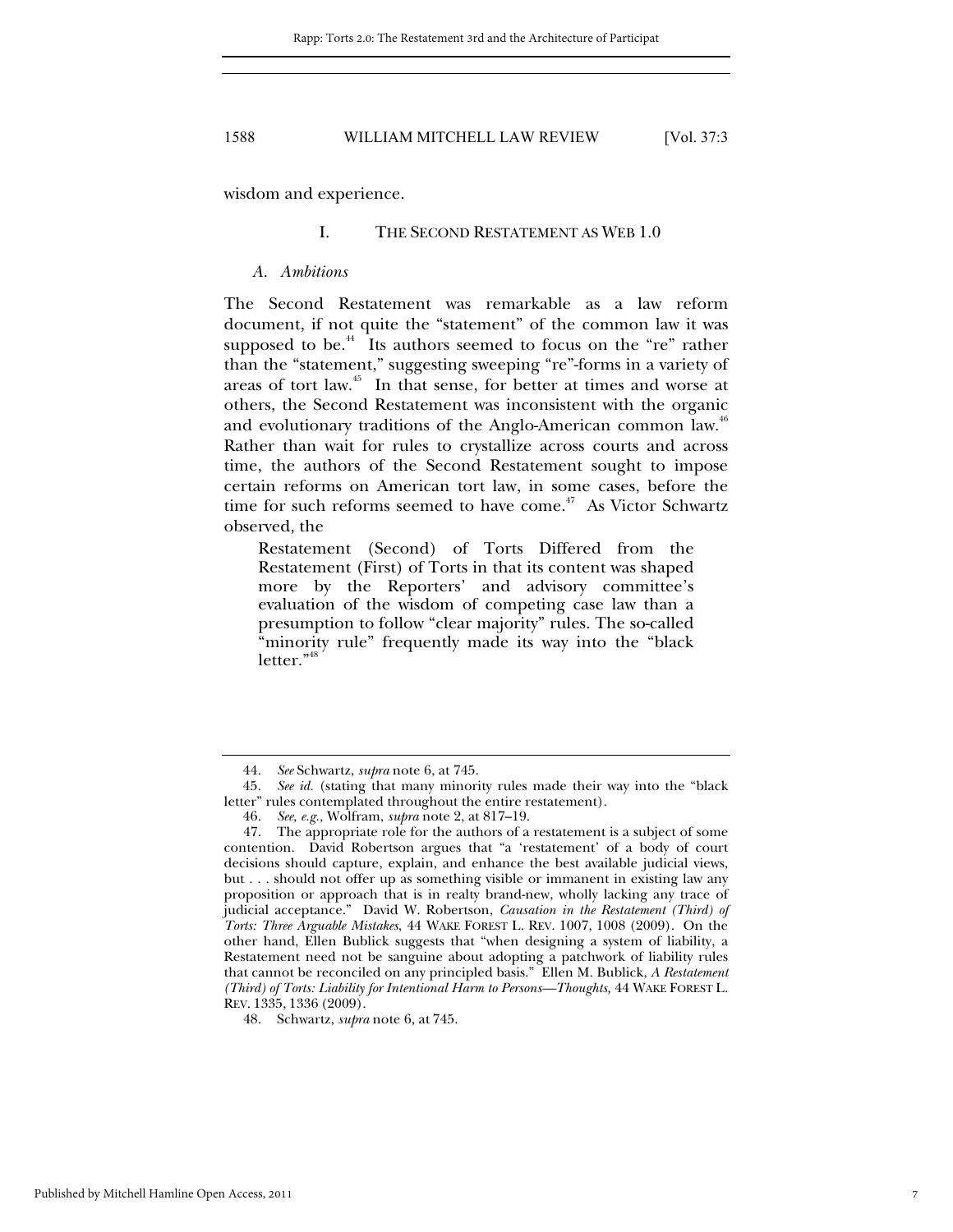wisdom and experience.

## I. THE SECOND RESTATEMENT AS WEB 1.0

### *A. Ambitions*

The Second Restatement was remarkable as a law reform document, if not quite the "statement" of the common law it was supposed to be.[44] Its authors seemed to focus on the "re" rather than the "statement," suggesting sweeping "re"-forms in a variety of areas of tort law.[45] In that sense, for better at times and worse at others, the Second Restatement was inconsistent with the organic and evolutionary traditions of the Anglo-American common law.[46] Rather than wait for rules to crystallize across courts and across time, the authors of the Second Restatement sought to impose certain reforms on American tort law, in some cases, before the time for such reforms seemed to have come.[47] As Victor Schwartz observed, the

> Restatement (Second) of Torts Differed from the Restatement (First) of Torts in that its content was shaped more by the Reporters' and advisory committee's evaluation of the wisdom of competing case law than a presumption to follow "clear majority" rules. The so-called "minority rule" frequently made its way into the "black letter."[48]

---

44. *See* Schwartz, *supra* note 6, at 745.

45. *See id.* (stating that many minority rules made their way into the "black letter" rules contemplated throughout the entire restatement).

46. *See, e.g.,* Wolfram, *supra* note 2, at 817–19.

47. The appropriate role for the authors of a restatement is a subject of some contention. David Robertson argues that "a 'restatement' of a body of court decisions should capture, explain, and enhance the best available judicial views, but . . . should not offer up as something visible or immanent in existing law any proposition or approach that is in realty brand-new, wholly lacking any trace of judicial acceptance." David W. Robertson, *Causation in the Restatement (Third) of Torts: Three Arguable Mistakes*, 44 WAKE FOREST L. REV. 1007, 1008 (2009). On the other hand, Ellen Bublick suggests that "when designing a system of liability, a Restatement need not be sanguine about adopting a patchwork of liability rules that cannot be reconciled on any principled basis." Ellen M. Bublick, *A Restatement (Third) of Torts: Liability for Intentional Harm to Persons—Thoughts,* 44 WAKE FOREST L. REV. 1335, 1336 (2009).

48. Schwartz, *supra* note 6, at 745.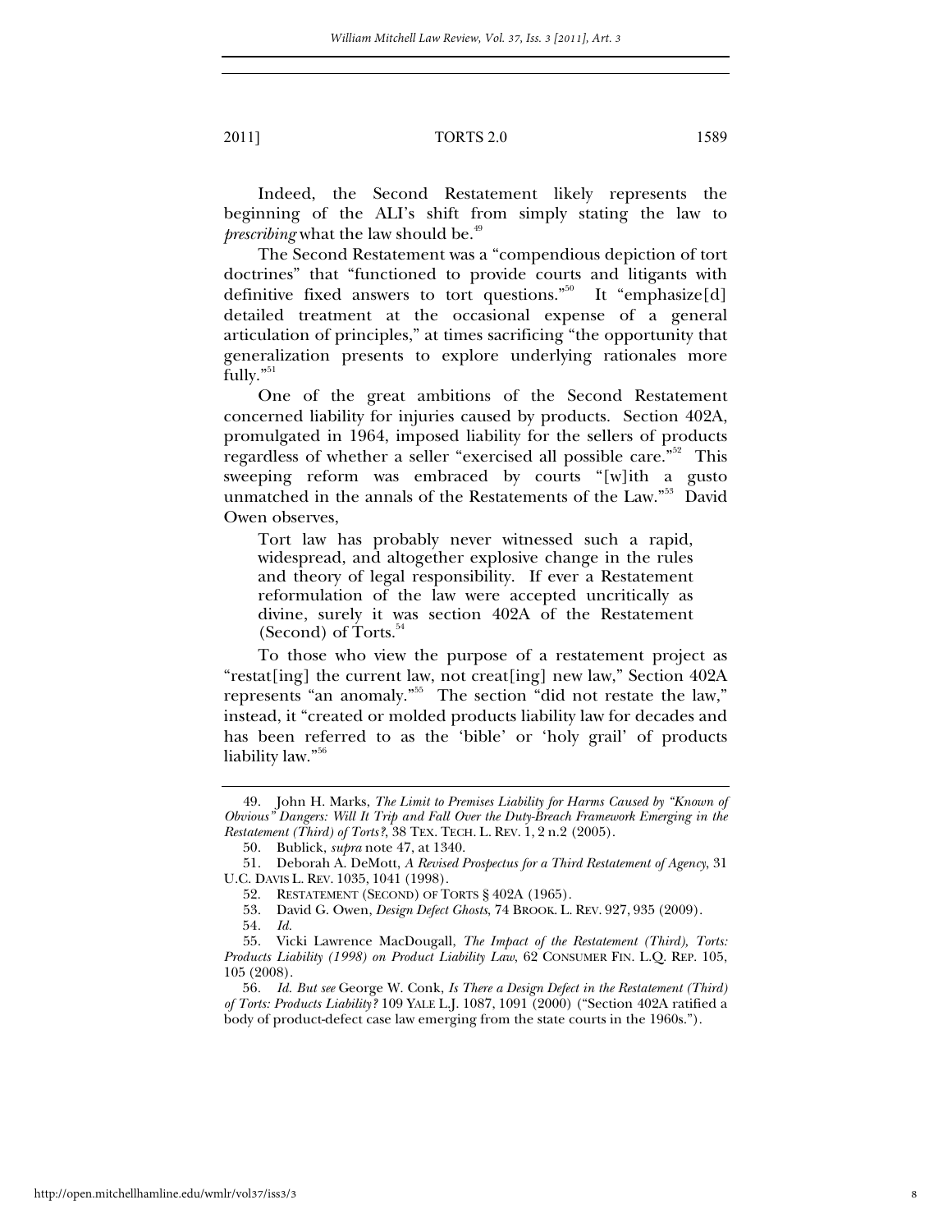Indeed, the Second Restatement likely represents the beginning of the ALI's shift from simply stating the law to *prescribing* what the law should be.[49]

The Second Restatement was a "compendious depiction of tort doctrines" that "functioned to provide courts and litigants with definitive fixed answers to tort questions."[50] It "emphasize[d] detailed treatment at the occasional expense of a general articulation of principles," at times sacrificing "the opportunity that generalization presents to explore underlying rationales more fully."[51]

One of the great ambitions of the Second Restatement concerned liability for injuries caused by products. Section 402A, promulgated in 1964, imposed liability for the sellers of products regardless of whether a seller "exercised all possible care."[52] This sweeping reform was embraced by courts "[w]ith a gusto unmatched in the annals of the Restatements of the Law."[53] David Owen observes,

> Tort law has probably never witnessed such a rapid, widespread, and altogether explosive change in the rules and theory of legal responsibility. If ever a Restatement reformulation of the law were accepted uncritically as divine, surely it was section 402A of the Restatement (Second) of Torts.[54]

To those who view the purpose of a restatement project as "restat[ing] the current law, not creat[ing] new law," Section 402A represents "an anomaly."[55] The section "did not restate the law," instead, it "created or molded products liability law for decades and has been referred to as the 'bible' or 'holy grail' of products liability law."[56]

---

49. John H. Marks, *The Limit to Premises Liability for Harms Caused by "Known of Obvious" Dangers: Will It Trip and Fall Over the Duty-Breach Framework Emerging in the Restatement (Third) of Torts?*, 38 TEX. TECH. L. REV. 1, 2 n.2 (2005).

50. Bublick, *supra* note 47, at 1340.

51. Deborah A. DeMott, *A Revised Prospectus for a Third Restatement of Agency*, 31 U.C. DAVIS L. REV. 1035, 1041 (1998).

52. RESTATEMENT (SECOND) OF TORTS § 402A (1965).

53. David G. Owen, *Design Defect Ghosts*, 74 BROOK. L. REV. 927, 935 (2009).

54. *Id.*

55. Vicki Lawrence MacDougall, *The Impact of the Restatement (Third), Torts: Products Liability (1998) on Product Liability Law*, 62 CONSUMER FIN. L.Q. REP. 105, 105 (2008).

56. *Id. But see* George W. Conk, *Is There a Design Defect in the Restatement (Third) of Torts: Products Liability?* 109 YALE L.J. 1087, 1091 (2000) ("Section 402A ratified a body of product-defect case law emerging from the state courts in the 1960s.").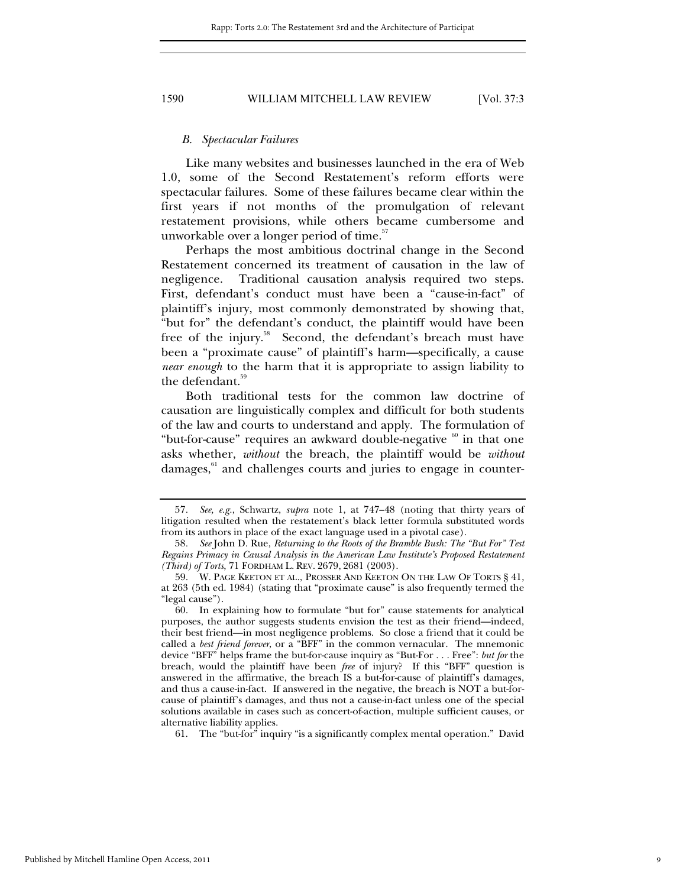### *B. Spectacular Failures*

Like many websites and businesses launched in the era of Web 1.0, some of the Second Restatement's reform efforts were spectacular failures. Some of these failures became clear within the first years if not months of the promulgation of relevant restatement provisions, while others became cumbersome and unworkable over a longer period of time.[57]

Perhaps the most ambitious doctrinal change in the Second Restatement concerned its treatment of causation in the law of negligence. Traditional causation analysis required two steps. First, defendant's conduct must have been a "cause-in-fact" of plaintiff's injury, most commonly demonstrated by showing that, "but for" the defendant's conduct, the plaintiff would have been free of the injury.[58] Second, the defendant's breach must have been a "proximate cause" of plaintiff's harm—specifically, a cause *near enough* to the harm that it is appropriate to assign liability to the defendant.[59]

Both traditional tests for the common law doctrine of causation are linguistically complex and difficult for both students of the law and courts to understand and apply. The formulation of "but-for-cause" requires an awkward double-negative [60] in that one asks whether, *without* the breach, the plaintiff would be *without* damages,[61] and challenges courts and juries to engage in counter-

---

57. *See, e.g.*, Schwartz, *supra* note 1, at 747–48 (noting that thirty years of litigation resulted when the restatement's black letter formula substituted words from its authors in place of the exact language used in a pivotal case).

58. *See* John D. Rue, *Returning to the Roots of the Bramble Bush: The "But For" Test Regains Primacy in Causal Analysis in the American Law Institute's Proposed Restatement (Third) of Torts*, 71 FORDHAM L. REV. 2679, 2681 (2003).

59. W. PAGE KEETON ET AL., PROSSER AND KEETON ON THE LAW OF TORTS § 41, at 263 (5th ed. 1984) (stating that "proximate cause" is also frequently termed the "legal cause").

60. In explaining how to formulate "but for" cause statements for analytical purposes, the author suggests students envision the test as their friend—indeed, their best friend—in most negligence problems. So close a friend that it could be called a *best friend forever*, or a "BFF" in the common vernacular. The mnemonic device "BFF" helps frame the but-for-cause inquiry as "But-For . . . Free": *but for* the breach, would the plaintiff have been *free* of injury? If this "BFF" question is answered in the affirmative, the breach IS a but-for-cause of plaintiff's damages, and thus a cause-in-fact. If answered in the negative, the breach is NOT a but-for-cause of plaintiff's damages, and thus not a cause-in-fact unless one of the special solutions available in cases such as concert-of-action, multiple sufficient causes, or alternative liability applies.

61. The "but-for" inquiry "is a significantly complex mental operation." David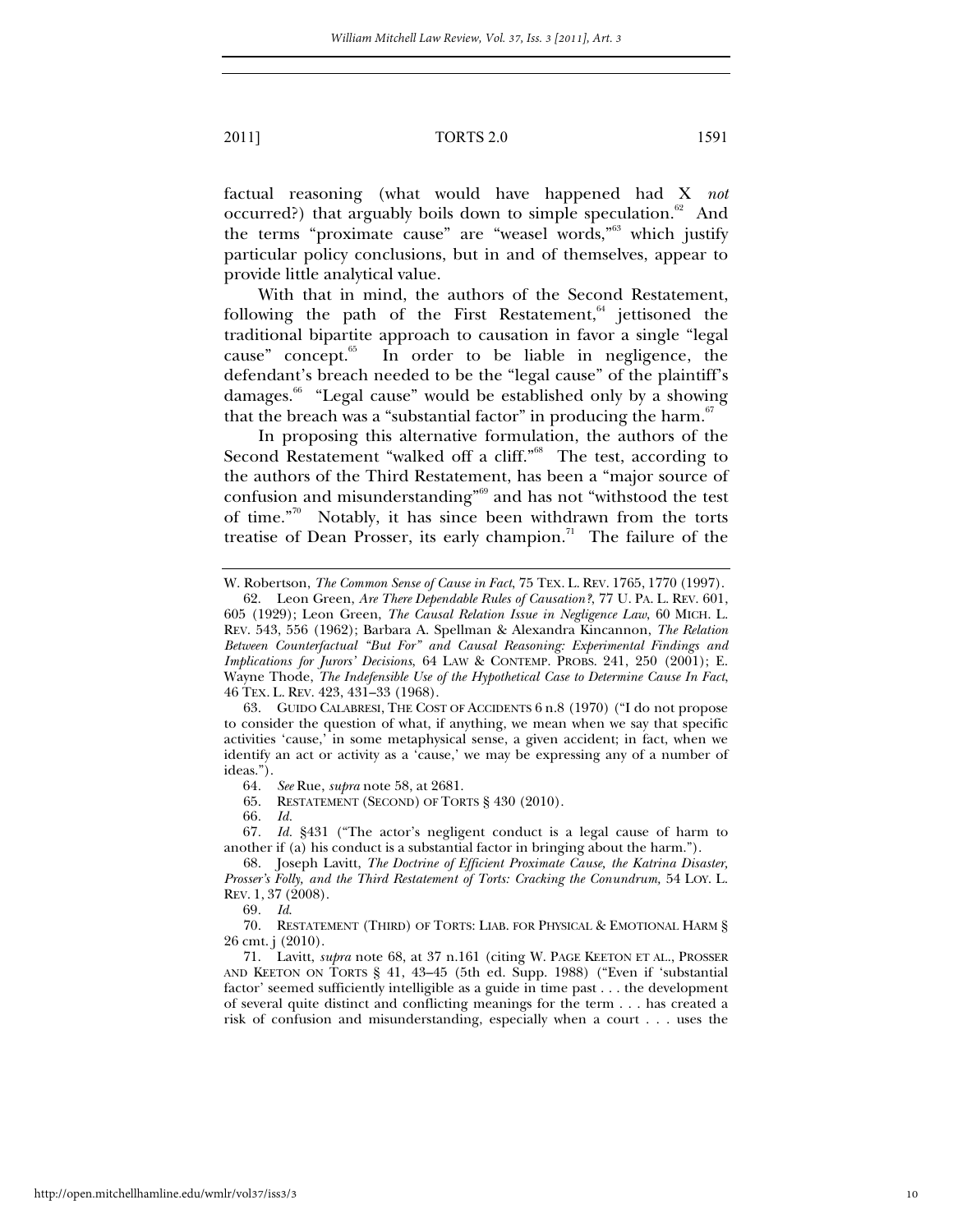factual reasoning (what would have happened had X *not* occurred?) that arguably boils down to simple speculation.[62] And the terms "proximate cause" are "weasel words,"[63] which justify particular policy conclusions, but in and of themselves, appear to provide little analytical value.

With that in mind, the authors of the Second Restatement, following the path of the First Restatement,[64] jettisoned the traditional bipartite approach to causation in favor a single "legal cause" concept.[65] In order to be liable in negligence, the defendant's breach needed to be the "legal cause" of the plaintiff's damages.[66] "Legal cause" would be established only by a showing that the breach was a "substantial factor" in producing the harm.[67]

In proposing this alternative formulation, the authors of the Second Restatement "walked off a cliff."[68] The test, according to the authors of the Third Restatement, has been a "major source of confusion and misunderstanding"[69] and has not "withstood the test of time."[70] Notably, it has since been withdrawn from the torts treatise of Dean Prosser, its early champion.[71] The failure of the

---

W. Robertson, *The Common Sense of Cause in Fact*, 75 TEX. L. REV. 1765, 1770 (1997).

62. Leon Green, *Are There Dependable Rules of Causation?*, 77 U. PA. L. REV. 601, 605 (1929); Leon Green, *The Causal Relation Issue in Negligence Law*, 60 MICH. L. REV. 543, 556 (1962); Barbara A. Spellman & Alexandra Kincannon, *The Relation Between Counterfactual "But For" and Causal Reasoning: Experimental Findings and Implications for Jurors' Decisions*, 64 LAW & CONTEMP. PROBS. 241, 250 (2001); E. Wayne Thode, *The Indefensible Use of the Hypothetical Case to Determine Cause In Fact*, 46 TEX. L. REV. 423, 431–33 (1968).

63. GUIDO CALABRESI, THE COST OF ACCIDENTS 6 n.8 (1970) ("I do not propose to consider the question of what, if anything, we mean when we say that specific activities 'cause,' in some metaphysical sense, a given accident; in fact, when we identify an act or activity as a 'cause,' we may be expressing any of a number of ideas.").

64. *See* Rue, *supra* note 58, at 2681.

65. RESTATEMENT (SECOND) OF TORTS § 430 (2010).

66. *Id.*

67. *Id.* §431 ("The actor's negligent conduct is a legal cause of harm to another if (a) his conduct is a substantial factor in bringing about the harm.").

68. Joseph Lavitt, *The Doctrine of Efficient Proximate Cause, the Katrina Disaster, Prosser's Folly, and the Third Restatement of Torts: Cracking the Conundrum,* 54 LOY. L. REV. 1, 37 (2008).

69. *Id.*

70. RESTATEMENT (THIRD) OF TORTS: LIAB. FOR PHYSICAL & EMOTIONAL HARM § 26 cmt. j (2010).

71. Lavitt, *supra* note 68, at 37 n.161 (citing W. PAGE KEETON ET AL., PROSSER AND KEETON ON TORTS § 41, 43–45 (5th ed. Supp. 1988) ("Even if 'substantial factor' seemed sufficiently intelligible as a guide in time past . . . the development of several quite distinct and conflicting meanings for the term . . . has created a risk of confusion and misunderstanding, especially when a court . . . uses the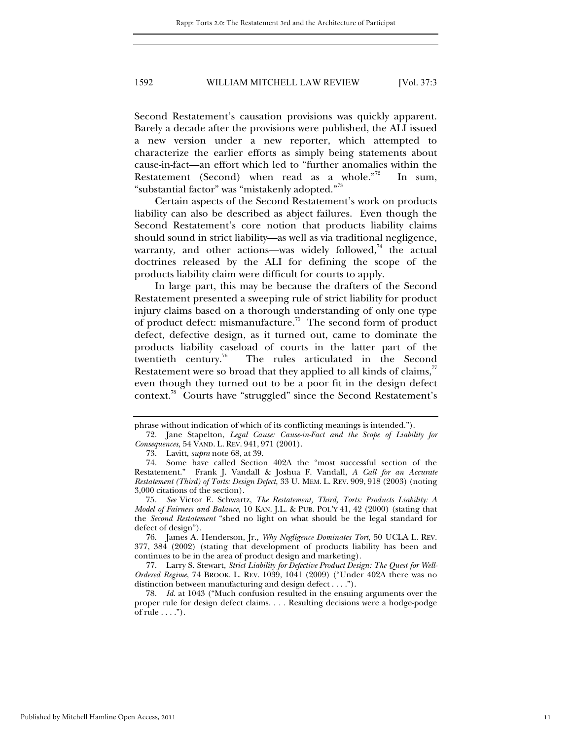Second Restatement's causation provisions was quickly apparent. Barely a decade after the provisions were published, the ALI issued a new version under a new reporter, which attempted to characterize the earlier efforts as simply being statements about cause-in-fact—an effort which led to "further anomalies within the Restatement (Second) when read as a whole."[72] In sum, "substantial factor" was "mistakenly adopted."[73]

Certain aspects of the Second Restatement's work on products liability can also be described as abject failures. Even though the Second Restatement's core notion that products liability claims should sound in strict liability—as well as via traditional negligence, warranty, and other actions—was widely followed,[74] the actual doctrines released by the ALI for defining the scope of the products liability claim were difficult for courts to apply.

In large part, this may be because the drafters of the Second Restatement presented a sweeping rule of strict liability for product injury claims based on a thorough understanding of only one type of product defect: mismanufacture.[75] The second form of product defect, defective design, as it turned out, came to dominate the products liability caseload of courts in the latter part of the twentieth century.[76] The rules articulated in the Second Restatement were so broad that they applied to all kinds of claims,[77] even though they turned out to be a poor fit in the design defect context.[78] Courts have "struggled" since the Second Restatement's

---

phrase without indication of which of its conflicting meanings is intended.").

72. Jane Stapelton, *Legal Cause: Cause-in-Fact and the Scope of Liability for Consequences*, 54 VAND. L. REV. 941, 971 (2001).

73. Lavitt, *supra* note 68, at 39.

74. Some have called Section 402A the "most successful section of the Restatement." Frank J. Vandall & Joshua F. Vandall, *A Call for an Accurate Restatement (Third) of Torts: Design Defect*, 33 U. MEM. L. REV. 909, 918 (2003) (noting 3,000 citations of the section).

75. *See* Victor E. Schwartz, *The Restatement, Third, Torts: Products Liability: A Model of Fairness and Balance*, 10 KAN. J.L. & PUB. POL'Y 41, 42 (2000) (stating that the *Second Restatement* "shed no light on what should be the legal standard for defect of design").

76. James A. Henderson, Jr., *Why Negligence Dominates Tort*, 50 UCLA L. REV. 377, 384 (2002) (stating that development of products liability has been and continues to be in the area of product design and marketing).

77. Larry S. Stewart, *Strict Liability for Defective Product Design: The Quest for Well-Ordered Regime*, 74 BROOK. L. REV. 1039, 1041 (2009) ("Under 402A there was no distinction between manufacturing and design defect . . . .").

78. *Id.* at 1043 ("Much confusion resulted in the ensuing arguments over the proper rule for design defect claims. . . . Resulting decisions were a hodge-podge of rule . . . .").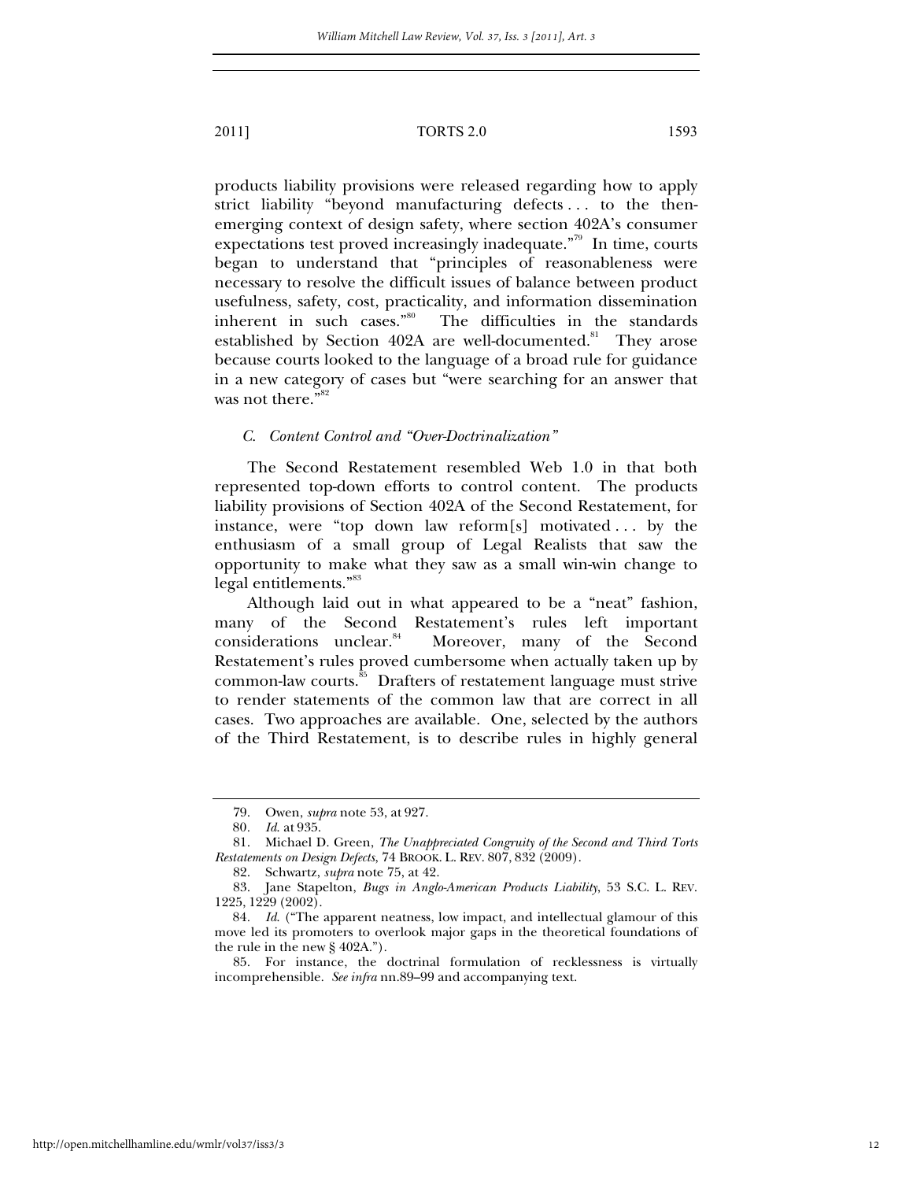products liability provisions were released regarding how to apply strict liability "beyond manufacturing defects . . . to the then-emerging context of design safety, where section 402A's consumer expectations test proved increasingly inadequate."[79] In time, courts began to understand that "principles of reasonableness were necessary to resolve the difficult issues of balance between product usefulness, safety, cost, practicality, and information dissemination inherent in such cases."[80] The difficulties in the standards established by Section 402A are well-documented.[81] They arose because courts looked to the language of a broad rule for guidance in a new category of cases but "were searching for an answer that was not there."[82]

### *C. Content Control and "Over-Doctrinalization"*

The Second Restatement resembled Web 1.0 in that both represented top-down efforts to control content. The products liability provisions of Section 402A of the Second Restatement, for instance, were "top down law reform[s] motivated . . . by the enthusiasm of a small group of Legal Realists that saw the opportunity to make what they saw as a small win-win change to legal entitlements."[83]

Although laid out in what appeared to be a "neat" fashion, many of the Second Restatement's rules left important considerations unclear.[84] Moreover, many of the Second Restatement's rules proved cumbersome when actually taken up by common-law courts.[85] Drafters of restatement language must strive to render statements of the common law that are correct in all cases. Two approaches are available. One, selected by the authors of the Third Restatement, is to describe rules in highly general

---

79. Owen, *supra* note 53, at 927.

80. *Id.* at 935.

81. Michael D. Green, *The Unappreciated Congruity of the Second and Third Torts Restatements on Design Defects*, 74 BROOK. L. REV. 807, 832 (2009).

82. Schwartz, *supra* note 75, at 42.

83. Jane Stapelton, *Bugs in Anglo-American Products Liability*, 53 S.C. L. REV. 1225, 1229 (2002).

84. *Id.* ("The apparent neatness, low impact, and intellectual glamour of this move led its promoters to overlook major gaps in the theoretical foundations of the rule in the new § 402A.").

85. For instance, the doctrinal formulation of recklessness is virtually incomprehensible. *See infra* nn.89–99 and accompanying text.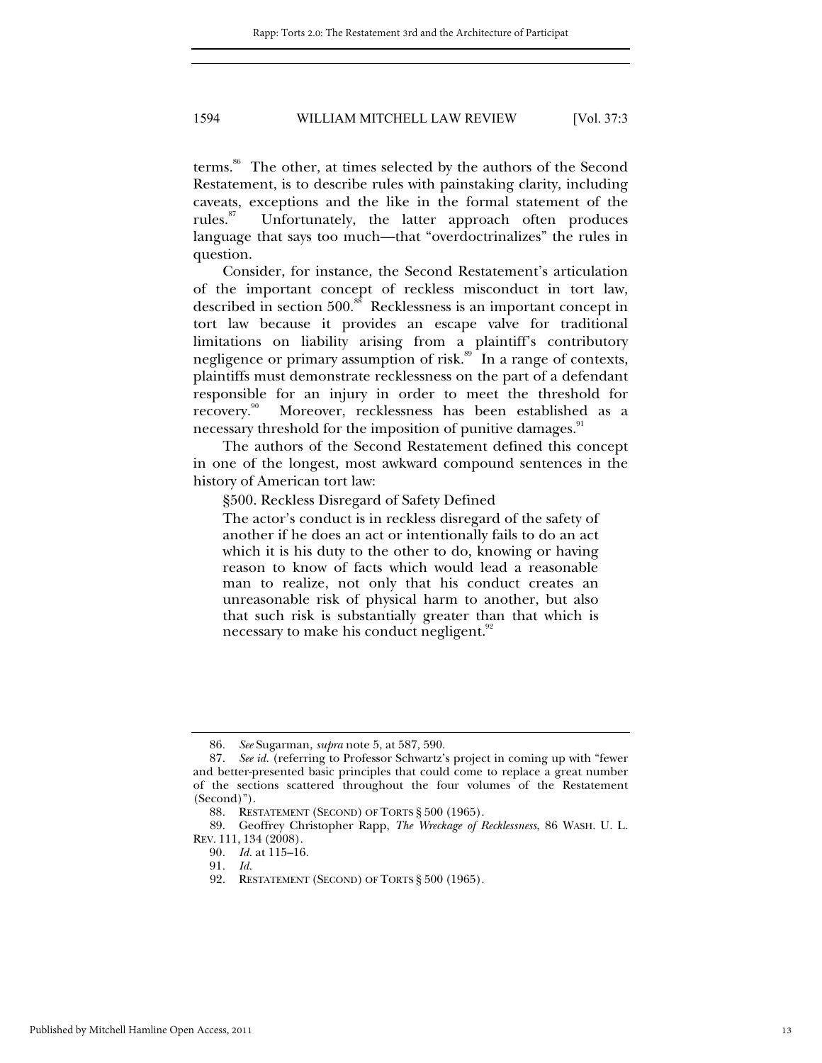terms.[86] The other, at times selected by the authors of the Second Restatement, is to describe rules with painstaking clarity, including caveats, exceptions and the like in the formal statement of the rules.[87] Unfortunately, the latter approach often produces language that says too much—that "overdoctrinalizes" the rules in question.

Consider, for instance, the Second Restatement's articulation of the important concept of reckless misconduct in tort law, described in section 500.[88] Recklessness is an important concept in tort law because it provides an escape valve for traditional limitations on liability arising from a plaintiff's contributory negligence or primary assumption of risk.[89] In a range of contexts, plaintiffs must demonstrate recklessness on the part of a defendant responsible for an injury in order to meet the threshold for recovery.[90] Moreover, recklessness has been established as a necessary threshold for the imposition of punitive damages.[91]

The authors of the Second Restatement defined this concept in one of the longest, most awkward compound sentences in the history of American tort law:

> §500. Reckless Disregard of Safety Defined
>
> The actor's conduct is in reckless disregard of the safety of another if he does an act or intentionally fails to do an act which it is his duty to the other to do, knowing or having reason to know of facts which would lead a reasonable man to realize, not only that his conduct creates an unreasonable risk of physical harm to another, but also that such risk is substantially greater than that which is necessary to make his conduct negligent.[92]

---

86. *See* Sugarman, *supra* note 5, at 587, 590.

87. *See id.* (referring to Professor Schwartz's project in coming up with "fewer and better-presented basic principles that could come to replace a great number of the sections scattered throughout the four volumes of the Restatement (Second)").

88. RESTATEMENT (SECOND) OF TORTS § 500 (1965).

89. Geoffrey Christopher Rapp, *The Wreckage of Recklessness*, 86 WASH. U. L. REV. 111, 134 (2008).

90. *Id.* at 115–16.

91. *Id.*

92. RESTATEMENT (SECOND) OF TORTS § 500 (1965).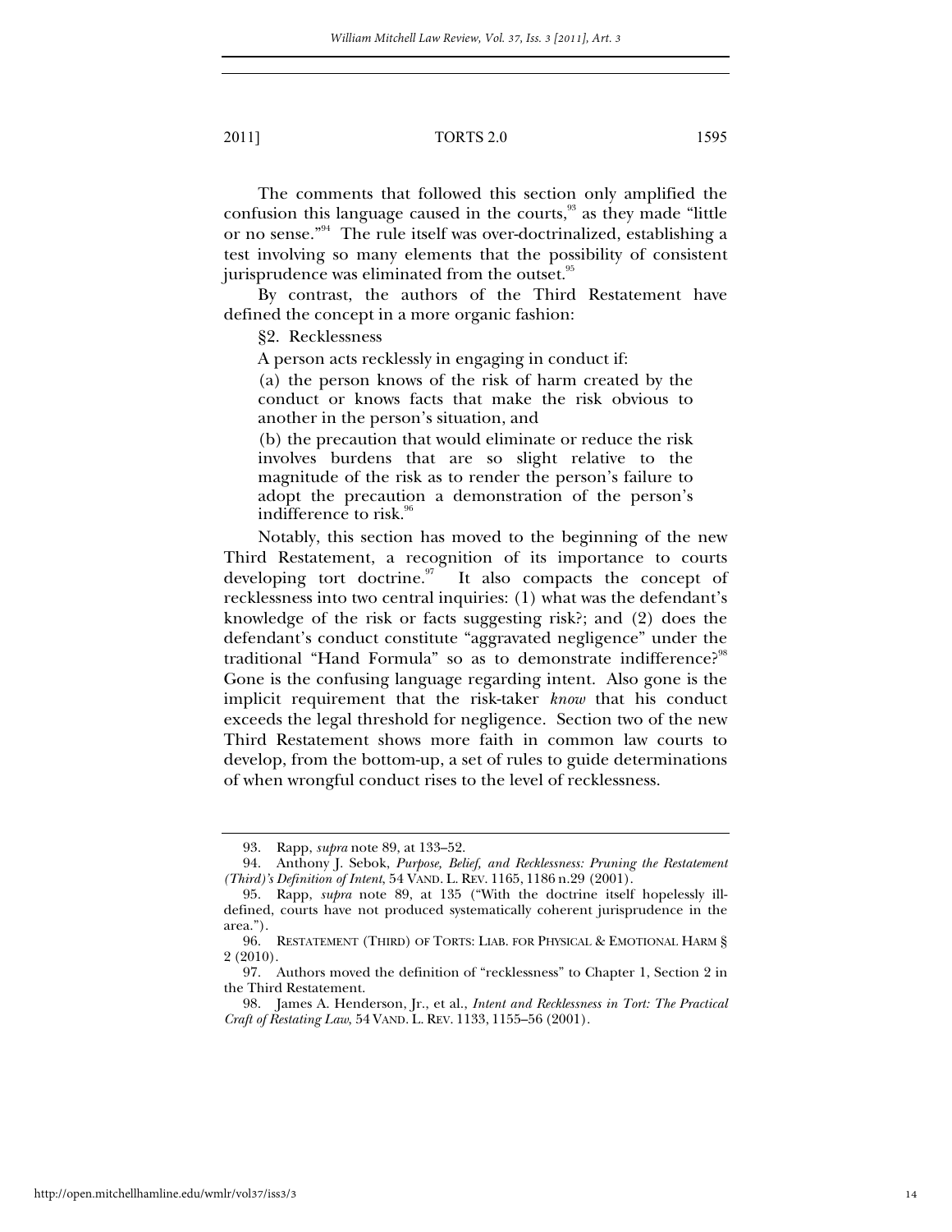The comments that followed this section only amplified the confusion this language caused in the courts,[93] as they made "little or no sense."[94] The rule itself was over-doctrinalized, establishing a test involving so many elements that the possibility of consistent jurisprudence was eliminated from the outset.[95]

By contrast, the authors of the Third Restatement have defined the concept in a more organic fashion:

> §2. Recklessness
>
> A person acts recklessly in engaging in conduct if:
>
> (a) the person knows of the risk of harm created by the conduct or knows facts that make the risk obvious to another in the person's situation, and
>
> (b) the precaution that would eliminate or reduce the risk involves burdens that are so slight relative to the magnitude of the risk as to render the person's failure to adopt the precaution a demonstration of the person's indifference to risk.[96]

Notably, this section has moved to the beginning of the new Third Restatement, a recognition of its importance to courts developing tort doctrine.[97] It also compacts the concept of recklessness into two central inquiries: (1) what was the defendant's knowledge of the risk or facts suggesting risk?; and (2) does the defendant's conduct constitute "aggravated negligence" under the traditional "Hand Formula" so as to demonstrate indifference?[98] Gone is the confusing language regarding intent. Also gone is the implicit requirement that the risk-taker *know* that his conduct exceeds the legal threshold for negligence. Section two of the new Third Restatement shows more faith in common law courts to develop, from the bottom-up, a set of rules to guide determinations of when wrongful conduct rises to the level of recklessness.

---

93. Rapp, *supra* note 89, at 133–52.

94. Anthony J. Sebok, *Purpose, Belief, and Recklessness: Pruning the Restatement (Third)'s Definition of Intent*, 54 VAND. L. REV. 1165, 1186 n.29 (2001).

95. Rapp, *supra* note 89, at 135 ("With the doctrine itself hopelessly ill-defined, courts have not produced systematically coherent jurisprudence in the area.").

96. RESTATEMENT (THIRD) OF TORTS: LIAB. FOR PHYSICAL & EMOTIONAL HARM § 2 (2010).

97. Authors moved the definition of "recklessness" to Chapter 1, Section 2 in the Third Restatement.

98. James A. Henderson, Jr., et al., *Intent and Recklessness in Tort: The Practical Craft of Restating Law*, 54 VAND. L. REV. 1133, 1155–56 (2001).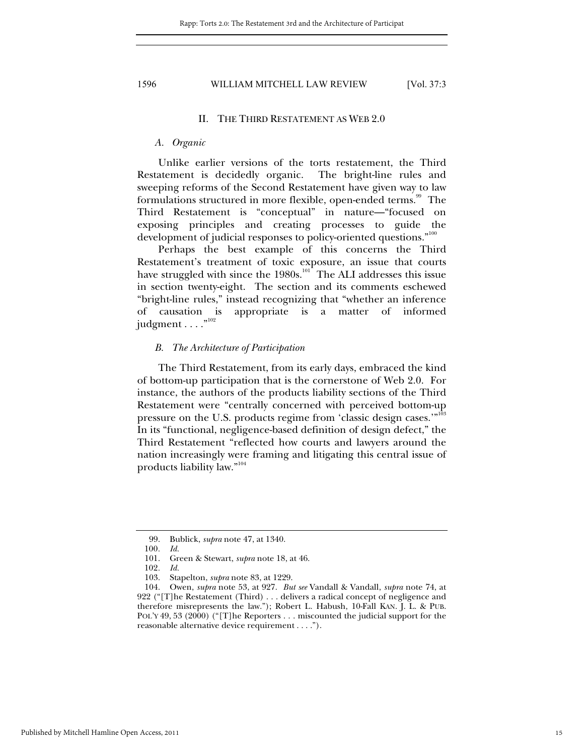## II. THE THIRD RESTATEMENT AS WEB 2.0

### *A. Organic*

Unlike earlier versions of the torts restatement, the Third Restatement is decidedly organic. The bright-line rules and sweeping reforms of the Second Restatement have given way to law formulations structured in more flexible, open-ended terms.[99] The Third Restatement is "conceptual" in nature—"focused on exposing principles and creating processes to guide the development of judicial responses to policy-oriented questions."[100]

Perhaps the best example of this concerns the Third Restatement's treatment of toxic exposure, an issue that courts have struggled with since the 1980s.[101] The ALI addresses this issue in section twenty-eight. The section and its comments eschewed "bright-line rules," instead recognizing that "whether an inference of causation is appropriate is a matter of informed judgment . . . ."[102]

### *B. The Architecture of Participation*

The Third Restatement, from its early days, embraced the kind of bottom-up participation that is the cornerstone of Web 2.0. For instance, the authors of the products liability sections of the Third Restatement were "centrally concerned with perceived bottom-up pressure on the U.S. products regime from 'classic design cases.'"[103] In its "functional, negligence-based definition of design defect," the Third Restatement "reflected how courts and lawyers around the nation increasingly were framing and litigating this central issue of products liability law."[104]

---

99. Bublick, *supra* note 47, at 1340.

100. *Id.*

101. Green & Stewart, *supra* note 18, at 46.

102. *Id.*

103. Stapelton, *supra* note 83, at 1229.

104. Owen, *supra* note 53, at 927. *But see* Vandall & Vandall, *supra* note 74, at 922 ("[T]he Restatement (Third) . . . delivers a radical concept of negligence and therefore misrepresents the law."); Robert L. Habush, 10-Fall KAN. J. L. & PUB. POL'Y 49, 53 (2000) ("[T]he Reporters . . . miscounted the judicial support for the reasonable alternative device requirement . . . .").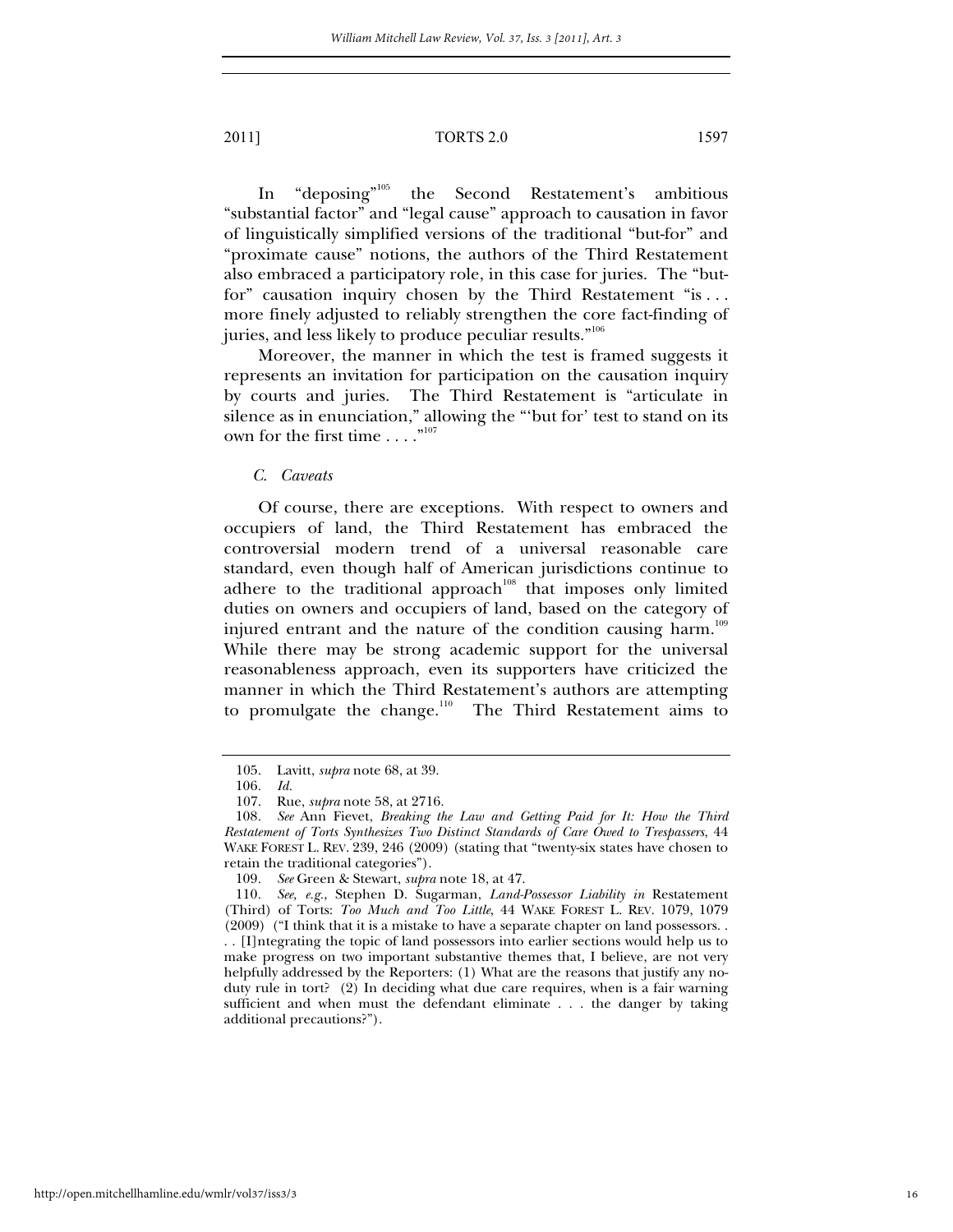In "deposing"[105] the Second Restatement's ambitious "substantial factor" and "legal cause" approach to causation in favor of linguistically simplified versions of the traditional "but-for" and "proximate cause" notions, the authors of the Third Restatement also embraced a participatory role, in this case for juries. The "but-for" causation inquiry chosen by the Third Restatement "is . . . more finely adjusted to reliably strengthen the core fact-finding of juries, and less likely to produce peculiar results."[106]

Moreover, the manner in which the test is framed suggests it represents an invitation for participation on the causation inquiry by courts and juries. The Third Restatement is "articulate in silence as in enunciation," allowing the "'but for' test to stand on its own for the first time . . . ."[107]

### *C. Caveats*

Of course, there are exceptions. With respect to owners and occupiers of land, the Third Restatement has embraced the controversial modern trend of a universal reasonable care standard, even though half of American jurisdictions continue to adhere to the traditional approach[108] that imposes only limited duties on owners and occupiers of land, based on the category of injured entrant and the nature of the condition causing harm.[109] While there may be strong academic support for the universal reasonableness approach, even its supporters have criticized the manner in which the Third Restatement's authors are attempting to promulgate the change.[110] The Third Restatement aims to

---

105. Lavitt, *supra* note 68, at 39.

106. *Id.*

107. Rue, *supra* note 58, at 2716.

108. *See* Ann Fievet, *Breaking the Law and Getting Paid for It: How the Third Restatement of Torts Synthesizes Two Distinct Standards of Care Owed to Trespassers*, 44 WAKE FOREST L. REV. 239, 246 (2009) (stating that "twenty-six states have chosen to retain the traditional categories").

109. *See* Green & Stewart, *supra* note 18, at 47.

110. *See, e.g.*, Stephen D. Sugarman, *Land-Possessor Liability in* Restatement (Third) of Torts: *Too Much and Too Little*, 44 WAKE FOREST L. REV. 1079, 1079 (2009) ("I think that it is a mistake to have a separate chapter on land possessors. . . . [I]ntegrating the topic of land possessors into earlier sections would help us to make progress on two important substantive themes that, I believe, are not very helpfully addressed by the Reporters: (1) What are the reasons that justify any no-duty rule in tort? (2) In deciding what due care requires, when is a fair warning sufficient and when must the defendant eliminate . . . the danger by taking additional precautions?").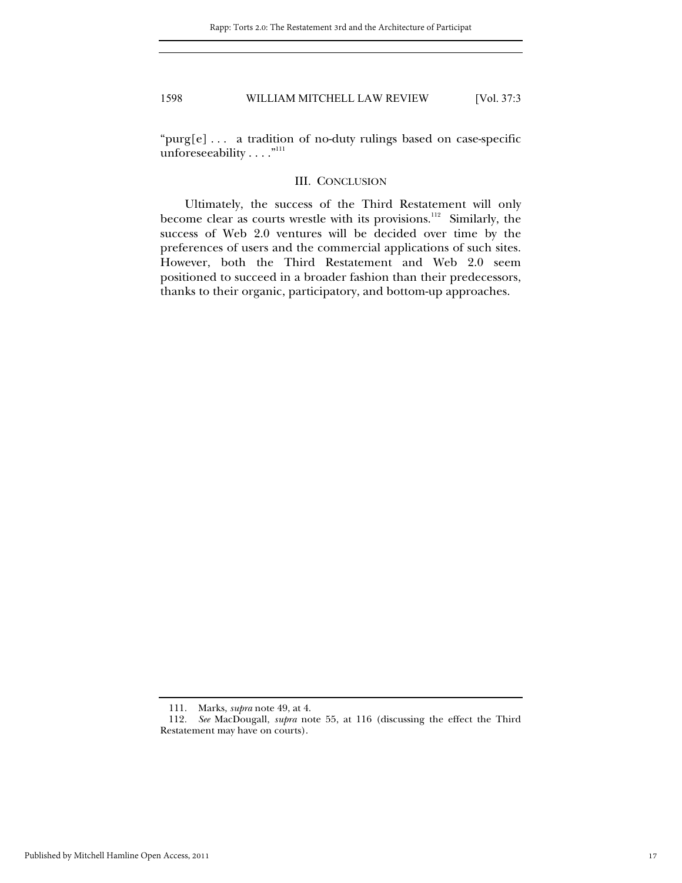"purg[e] . . . a tradition of no-duty rulings based on case-specific unforeseeability . . . ."[111]

## III. CONCLUSION

Ultimately, the success of the Third Restatement will only become clear as courts wrestle with its provisions.[112] Similarly, the success of Web 2.0 ventures will be decided over time by the preferences of users and the commercial applications of such sites. However, both the Third Restatement and Web 2.0 seem positioned to succeed in a broader fashion than their predecessors, thanks to their organic, participatory, and bottom-up approaches.

---

111. Marks, *supra* note 49, at 4.

112. *See* MacDougall, *supra* note 55, at 116 (discussing the effect the Third Restatement may have on courts).